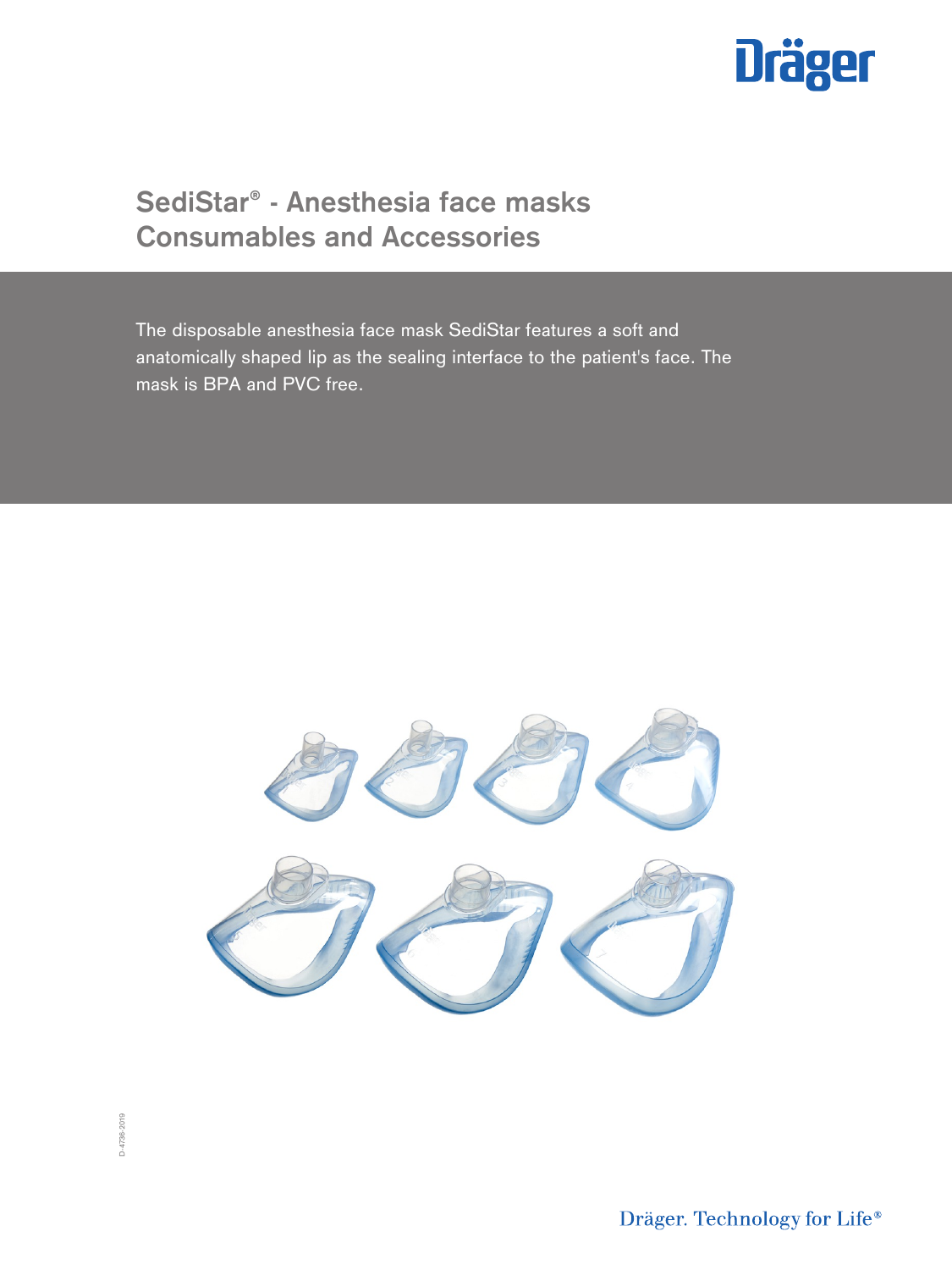# SediStar® - Anesthesia face masks Consumables and Accessories

The disposable anesthesia face mask SediStar features a soft and anatomically shaped lip as the sealing interface to the patient's face. The mask is BPA and PVC free.

D-4736-2019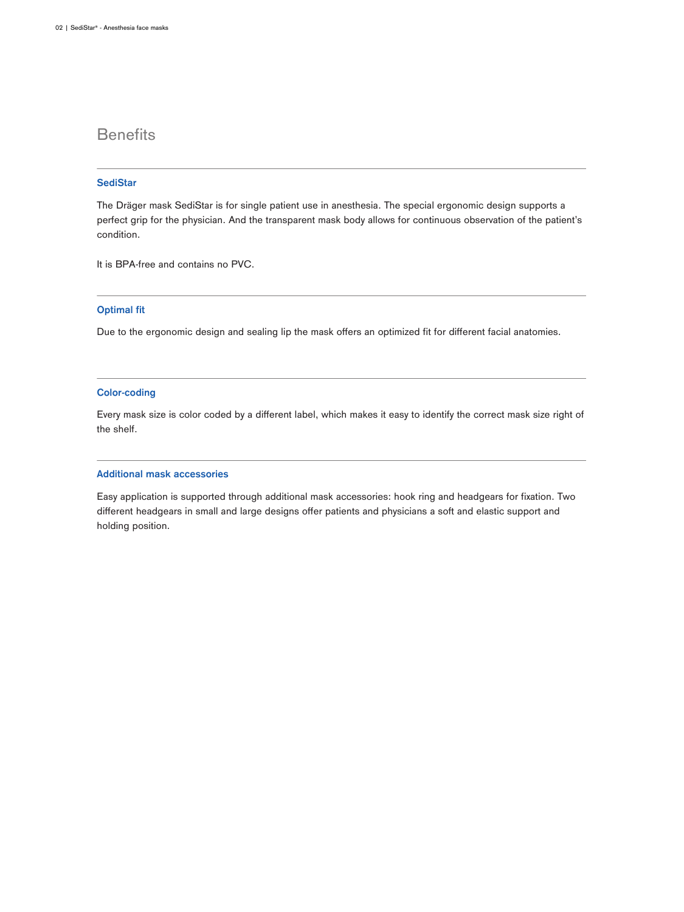# Benefits

## SediStar

The Dräger mask SediStar is for single patient use in anesthesia. The special ergonomic design supports a perfect grip for the physician. And the transparent mask body allows for continuous observation of the patient's condition.

It is BPA-free and contains no PVC.

## Optimal fit

Due to the ergonomic design and sealing lip the mask offers an optimized fit for different facial anatomies.

## Color-coding

Every mask size is color coded by a different label, which makes it easy to identify the correct mask size right of the shelf.

## Additional mask accessories

Easy application is supported through additional mask accessories: hook ring and headgears for fixation. Two different headgears in small and large designs offer patients and physicians a soft and elastic support and holding position.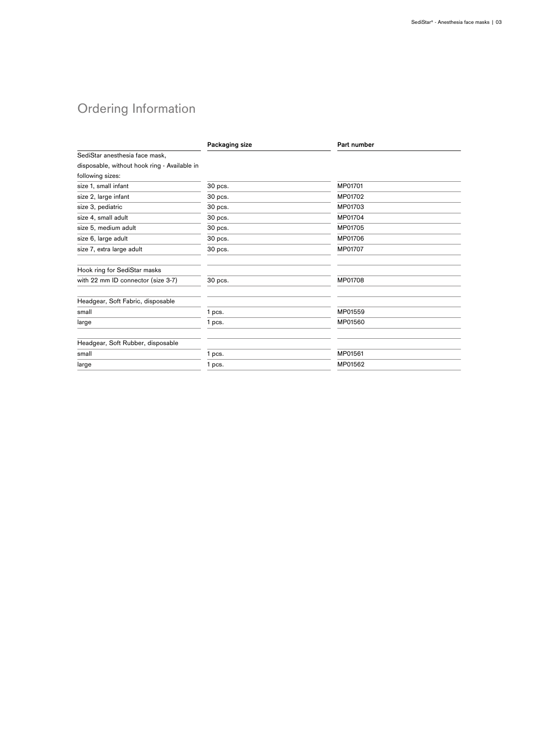# Ordering Information

| | Packaging size | Part number |
|---|---|---|
| SediStar anesthesia face mask, disposable, without hook ring - Available in following sizes: | | |
| size 1, small infant | 30 pcs. | MP01701 |
| size 2, large infant | 30 pcs. | MP01702 |
| size 3, pediatric | 30 pcs. | MP01703 |
| size 4, small adult | 30 pcs. | MP01704 |
| size 5, medium adult | 30 pcs. | MP01705 |
| size 6, large adult | 30 pcs. | MP01706 |
| size 7, extra large adult | 30 pcs. | MP01707 |
| | | |
| Hook ring for SediStar masks | | |
| with 22 mm ID connector (size 3-7) | 30 pcs. | MP01708 |
| | | |
| Headgear, Soft Fabric, disposable | | |
| small | 1 pcs. | MP01559 |
| large | 1 pcs. | MP01560 |
| | | |
| Headgear, Soft Rubber, disposable | | |
| small | 1 pcs. | MP01561 |
| large | 1 pcs. | MP01562 |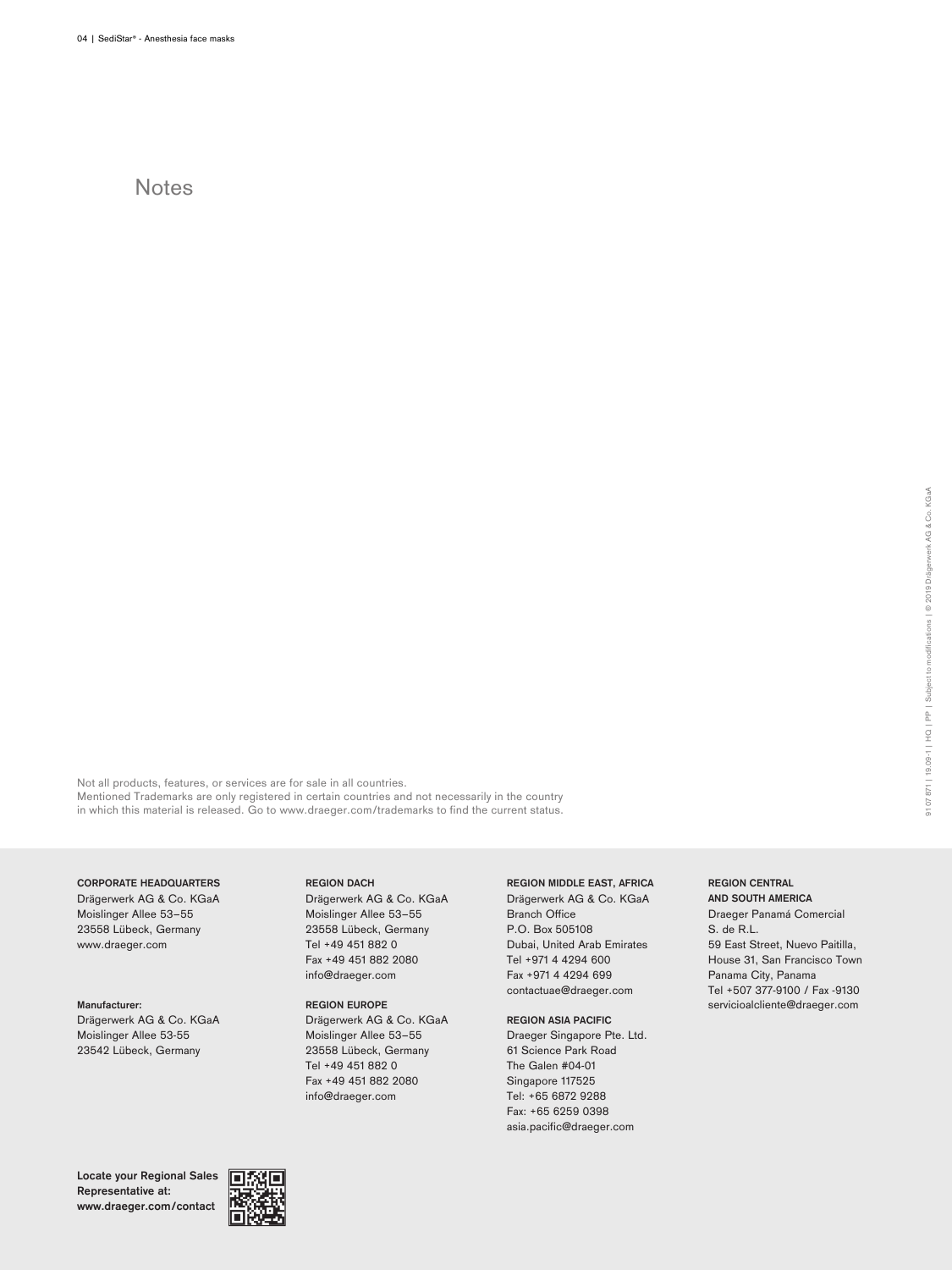# Notes

Not all products, features, or services are for sale in all countries.
Mentioned Trademarks are only registered in certain countries and not necessarily in the country in which this material is released. Go to www.draeger.com/trademarks to find the current status.

**CORPORATE HEADQUARTERS**
Drägerwerk AG & Co. KGaA
Moislinger Allee 53–55
23558 Lübeck, Germany
www.draeger.com

**Manufacturer:**
Drägerwerk AG & Co. KGaA
Moislinger Allee 53-55
23542 Lübeck, Germany

**REGION DACH**
Drägerwerk AG & Co. KGaA
Moislinger Allee 53–55
23558 Lübeck, Germany
Tel +49 451 882 0
Fax +49 451 882 2080
info@draeger.com

**REGION EUROPE**
Drägerwerk AG & Co. KGaA
Moislinger Allee 53–55
23558 Lübeck, Germany
Tel +49 451 882 0
Fax +49 451 882 2080
info@draeger.com

**REGION MIDDLE EAST, AFRICA**
Drägerwerk AG & Co. KGaA
Branch Office
P.O. Box 505108
Dubai, United Arab Emirates
Tel +971 4 4294 600
Fax +971 4 4294 699
contactuae@draeger.com

**REGION ASIA PACIFIC**
Draeger Singapore Pte. Ltd.
61 Science Park Road
The Galen #04-01
Singapore 117525
Tel: +65 6872 9288
Fax: +65 6259 0398
asia.pacific@draeger.com

**REGION CENTRAL AND SOUTH AMERICA**
Draeger Panamá Comercial
S. de R.L.
59 East Street, Nuevo Paitilla,
House 31, San Francisco Town
Panama City, Panama
Tel +507 377-9100 / Fax -9130
servicioalcliente@draeger.com

**Locate your Regional Sales Representative at: www.draeger.com/contact**

91 07 871 | 19.09-1 | HQ | PP | Subject to modifications | © 2019 Drägerwerk AG & Co. KGaA